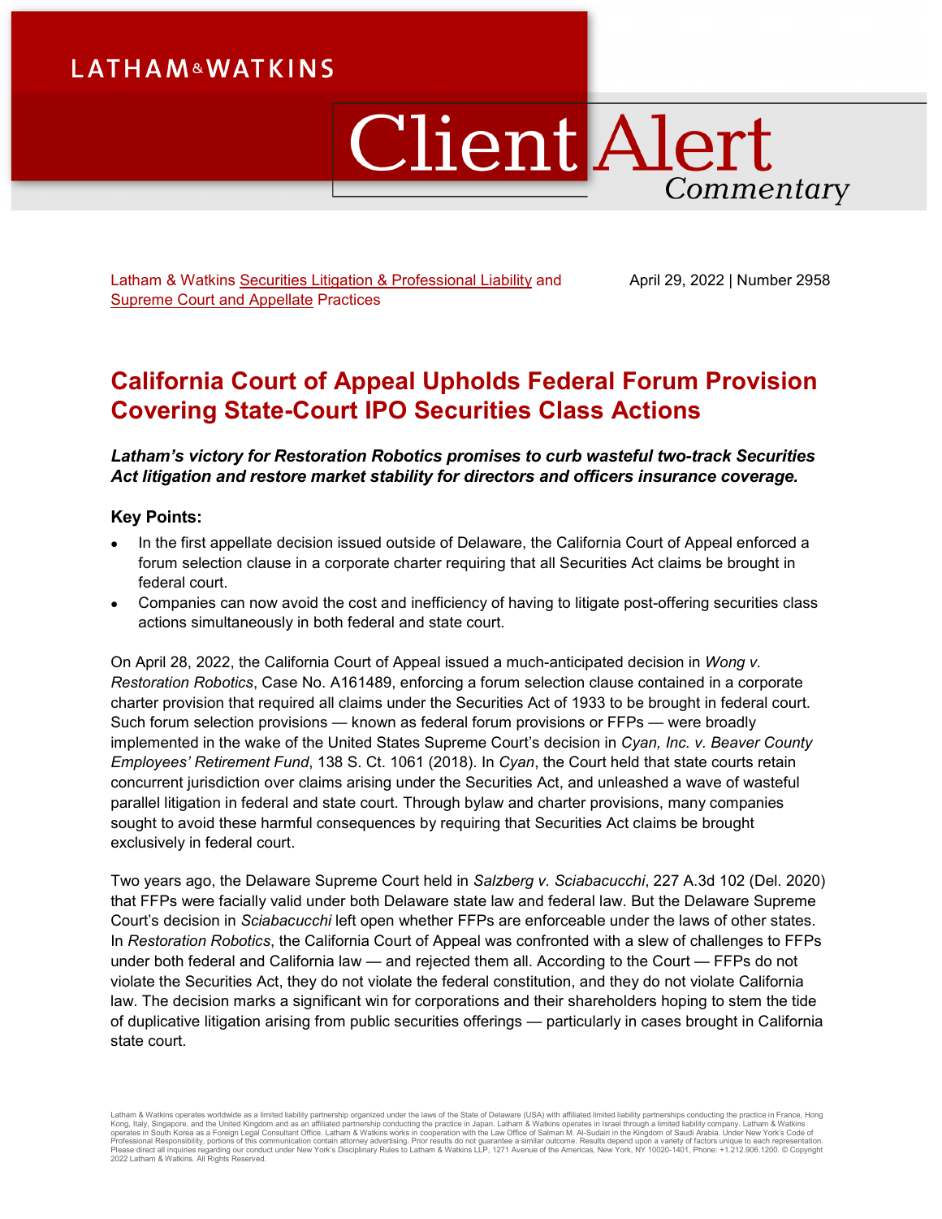LATHAM&WATKINS

# Client Alert Commentary

Latham & Watkins Securities Litigation & Professional Liability and Supreme Court and Appellate Practices

April 29, 2022 | Number 2958

## California Court of Appeal Upholds Federal Forum Provision Covering State-Court IPO Securities Class Actions

***Latham's victory for Restoration Robotics promises to curb wasteful two-track Securities Act litigation and restore market stability for directors and officers insurance coverage.***

### Key Points:

- In the first appellate decision issued outside of Delaware, the California Court of Appeal enforced a forum selection clause in a corporate charter requiring that all Securities Act claims be brought in federal court.
- Companies can now avoid the cost and inefficiency of having to litigate post-offering securities class actions simultaneously in both federal and state court.

On April 28, 2022, the California Court of Appeal issued a much-anticipated decision in *Wong v. Restoration Robotics*, Case No. A161489, enforcing a forum selection clause contained in a corporate charter provision that required all claims under the Securities Act of 1933 to be brought in federal court. Such forum selection provisions — known as federal forum provisions or FFPs — were broadly implemented in the wake of the United States Supreme Court's decision in *Cyan, Inc. v. Beaver County Employees' Retirement Fund*, 138 S. Ct. 1061 (2018). In *Cyan*, the Court held that state courts retain concurrent jurisdiction over claims arising under the Securities Act, and unleashed a wave of wasteful parallel litigation in federal and state court. Through bylaw and charter provisions, many companies sought to avoid these harmful consequences by requiring that Securities Act claims be brought exclusively in federal court.

Two years ago, the Delaware Supreme Court held in *Salzberg v. Sciabacucchi*, 227 A.3d 102 (Del. 2020) that FFPs were facially valid under both Delaware state law and federal law. But the Delaware Supreme Court's decision in *Sciabacucchi* left open whether FFPs are enforceable under the laws of other states. In *Restoration Robotics*, the California Court of Appeal was confronted with a slew of challenges to FFPs under both federal and California law — and rejected them all. According to the Court — FFPs do not violate the Securities Act, they do not violate the federal constitution, and they do not violate California law. The decision marks a significant win for corporations and their shareholders hoping to stem the tide of duplicative litigation arising from public securities offerings — particularly in cases brought in California state court.

Latham & Watkins operates worldwide as a limited liability partnership organized under the laws of the State of Delaware (USA) with affiliated limited liability partnerships conducting the practice in France, Hong Kong, Italy, Singapore, and the United Kingdom and as an affiliated partnership conducting the practice in Japan. Latham & Watkins operates in Israel through a limited liability company. Latham & Watkins operates in South Korea as a Foreign Legal Consultant Office. Latham & Watkins works in cooperation with the Law Office of Salman M. Al-Sudairi in the Kingdom of Saudi Arabia. Under New York's Code of Professional Responsibility, portions of this communication contain attorney advertising. Prior results do not guarantee a similar outcome. Results depend upon a variety of factors unique to each representation. Please direct all inquiries regarding our conduct under New York's Disciplinary Rules to Latham & Watkins LLP, 1271 Avenue of the Americas, New York, NY 10020-1401, Phone: +1.212.906.1200. © Copyright 2022 Latham & Watkins. All Rights Reserved.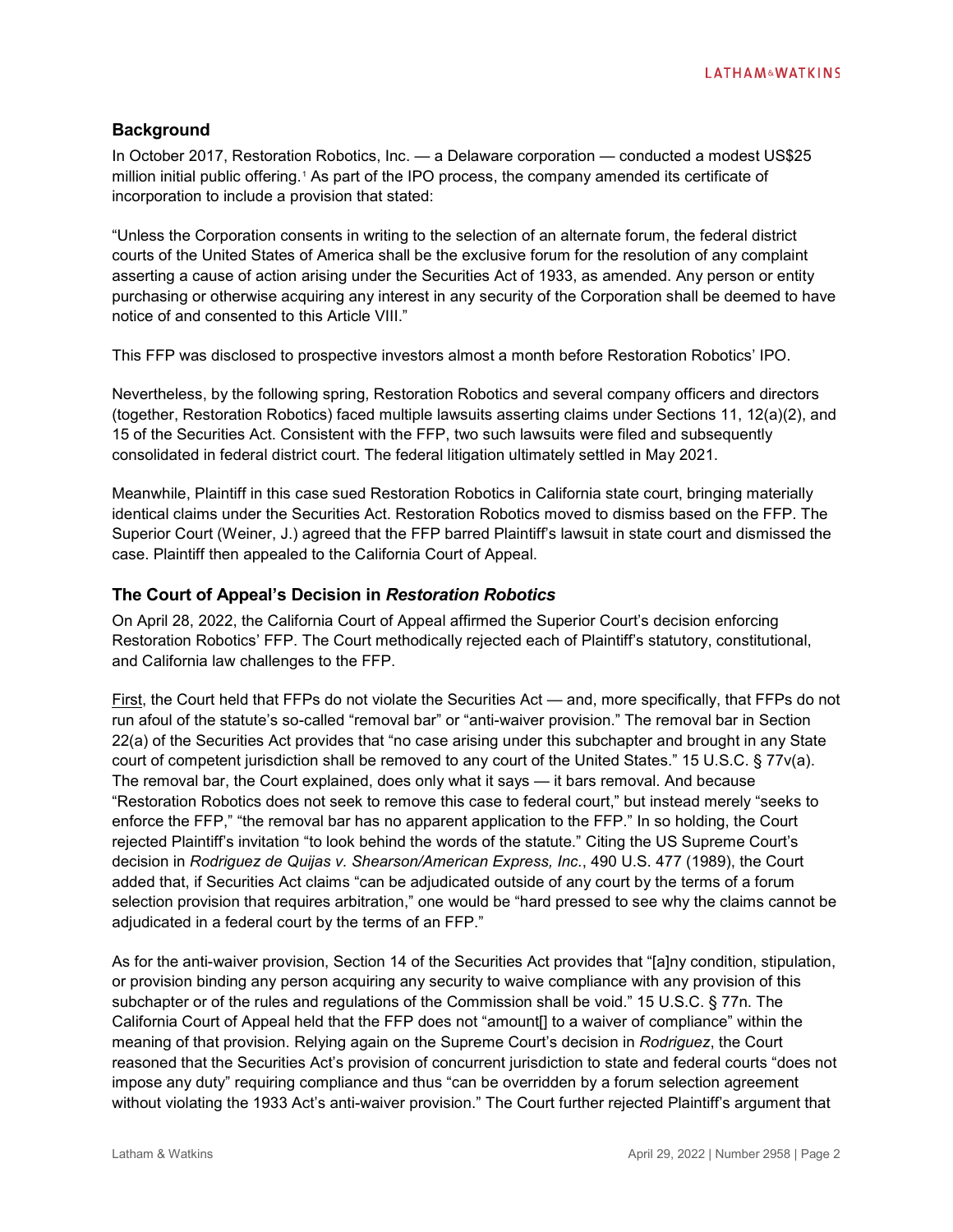## Background

In October 2017, Restoration Robotics, Inc. — a Delaware corporation — conducted a modest US$25 million initial public offering.[1] As part of the IPO process, the company amended its certificate of incorporation to include a provision that stated:

"Unless the Corporation consents in writing to the selection of an alternate forum, the federal district courts of the United States of America shall be the exclusive forum for the resolution of any complaint asserting a cause of action arising under the Securities Act of 1933, as amended. Any person or entity purchasing or otherwise acquiring any interest in any security of the Corporation shall be deemed to have notice of and consented to this Article VIII."

This FFP was disclosed to prospective investors almost a month before Restoration Robotics' IPO.

Nevertheless, by the following spring, Restoration Robotics and several company officers and directors (together, Restoration Robotics) faced multiple lawsuits asserting claims under Sections 11, 12(a)(2), and 15 of the Securities Act. Consistent with the FFP, two such lawsuits were filed and subsequently consolidated in federal district court. The federal litigation ultimately settled in May 2021.

Meanwhile, Plaintiff in this case sued Restoration Robotics in California state court, bringing materially identical claims under the Securities Act. Restoration Robotics moved to dismiss based on the FFP. The Superior Court (Weiner, J.) agreed that the FFP barred Plaintiff's lawsuit in state court and dismissed the case. Plaintiff then appealed to the California Court of Appeal.

## The Court of Appeal's Decision in *Restoration Robotics*

On April 28, 2022, the California Court of Appeal affirmed the Superior Court's decision enforcing Restoration Robotics' FFP. The Court methodically rejected each of Plaintiff's statutory, constitutional, and California law challenges to the FFP.

First, the Court held that FFPs do not violate the Securities Act — and, more specifically, that FFPs do not run afoul of the statute's so-called "removal bar" or "anti-waiver provision." The removal bar in Section 22(a) of the Securities Act provides that "no case arising under this subchapter and brought in any State court of competent jurisdiction shall be removed to any court of the United States." 15 U.S.C. § 77v(a). The removal bar, the Court explained, does only what it says — it bars removal. And because "Restoration Robotics does not seek to remove this case to federal court," but instead merely "seeks to enforce the FFP," "the removal bar has no apparent application to the FFP." In so holding, the Court rejected Plaintiff's invitation "to look behind the words of the statute." Citing the US Supreme Court's decision in *Rodriguez de Quijas v. Shearson/American Express, Inc.*, 490 U.S. 477 (1989), the Court added that, if Securities Act claims "can be adjudicated outside of any court by the terms of a forum selection provision that requires arbitration," one would be "hard pressed to see why the claims cannot be adjudicated in a federal court by the terms of an FFP."

As for the anti-waiver provision, Section 14 of the Securities Act provides that "[a]ny condition, stipulation, or provision binding any person acquiring any security to waive compliance with any provision of this subchapter or of the rules and regulations of the Commission shall be void." 15 U.S.C. § 77n. The California Court of Appeal held that the FFP does not "amount[] to a waiver of compliance" within the meaning of that provision. Relying again on the Supreme Court's decision in *Rodriguez*, the Court reasoned that the Securities Act's provision of concurrent jurisdiction to state and federal courts "does not impose any duty" requiring compliance and thus "can be overridden by a forum selection agreement without violating the 1933 Act's anti-waiver provision." The Court further rejected Plaintiff's argument that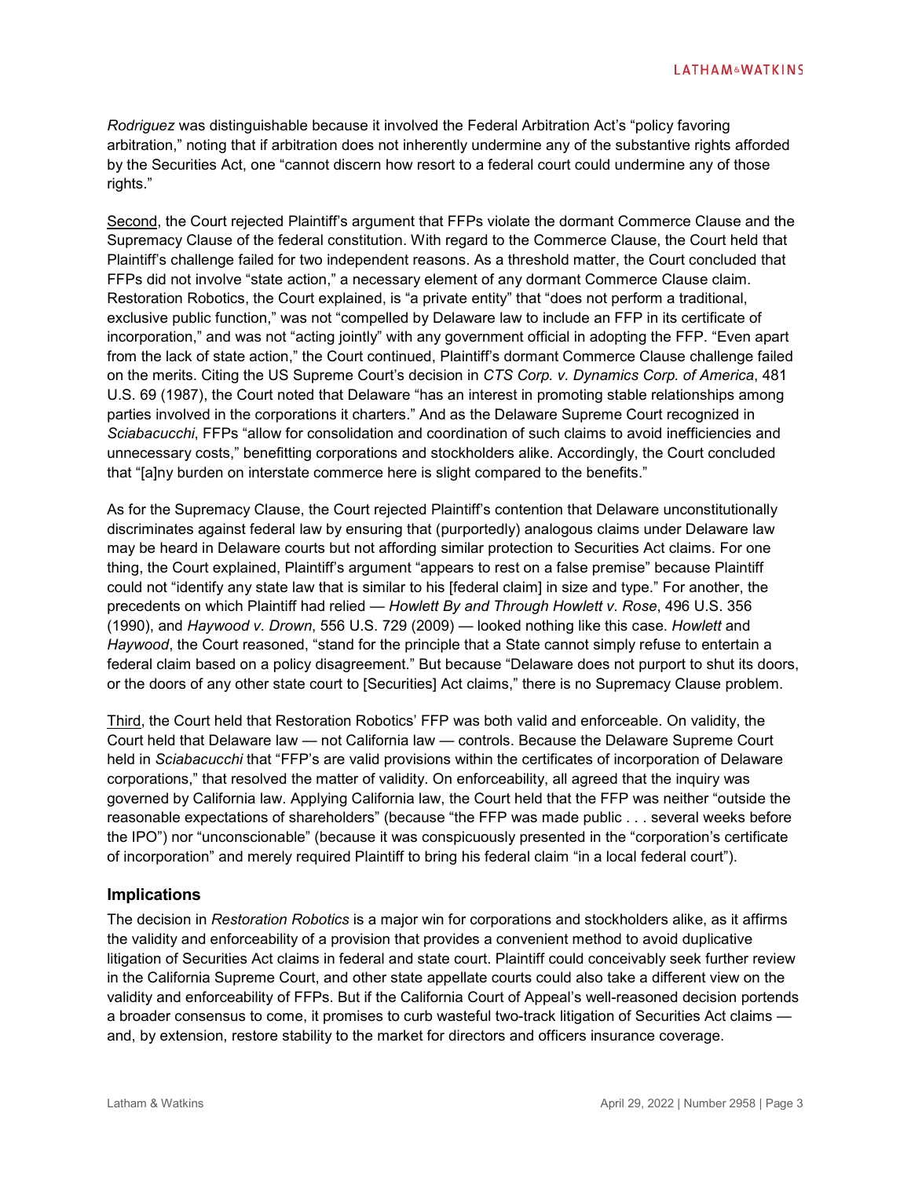*Rodriguez* was distinguishable because it involved the Federal Arbitration Act's "policy favoring arbitration," noting that if arbitration does not inherently undermine any of the substantive rights afforded by the Securities Act, one "cannot discern how resort to a federal court could undermine any of those rights."

Second, the Court rejected Plaintiff's argument that FFPs violate the dormant Commerce Clause and the Supremacy Clause of the federal constitution. With regard to the Commerce Clause, the Court held that Plaintiff's challenge failed for two independent reasons. As a threshold matter, the Court concluded that FFPs did not involve "state action," a necessary element of any dormant Commerce Clause claim. Restoration Robotics, the Court explained, is "a private entity" that "does not perform a traditional, exclusive public function," was not "compelled by Delaware law to include an FFP in its certificate of incorporation," and was not "acting jointly" with any government official in adopting the FFP. "Even apart from the lack of state action," the Court continued, Plaintiff's dormant Commerce Clause challenge failed on the merits. Citing the US Supreme Court's decision in *CTS Corp. v. Dynamics Corp. of America*, 481 U.S. 69 (1987), the Court noted that Delaware "has an interest in promoting stable relationships among parties involved in the corporations it charters." And as the Delaware Supreme Court recognized in *Sciabacucchi*, FFPs "allow for consolidation and coordination of such claims to avoid inefficiencies and unnecessary costs," benefitting corporations and stockholders alike. Accordingly, the Court concluded that "[a]ny burden on interstate commerce here is slight compared to the benefits."

As for the Supremacy Clause, the Court rejected Plaintiff's contention that Delaware unconstitutionally discriminates against federal law by ensuring that (purportedly) analogous claims under Delaware law may be heard in Delaware courts but not affording similar protection to Securities Act claims. For one thing, the Court explained, Plaintiff's argument "appears to rest on a false premise" because Plaintiff could not "identify any state law that is similar to his [federal claim] in size and type." For another, the precedents on which Plaintiff had relied — *Howlett By and Through Howlett v. Rose*, 496 U.S. 356 (1990), and *Haywood v. Drown*, 556 U.S. 729 (2009) — looked nothing like this case. *Howlett* and *Haywood*, the Court reasoned, "stand for the principle that a State cannot simply refuse to entertain a federal claim based on a policy disagreement." But because "Delaware does not purport to shut its doors, or the doors of any other state court to [Securities] Act claims," there is no Supremacy Clause problem.

Third, the Court held that Restoration Robotics' FFP was both valid and enforceable. On validity, the Court held that Delaware law — not California law — controls. Because the Delaware Supreme Court held in *Sciabacucchi* that "FFP's are valid provisions within the certificates of incorporation of Delaware corporations," that resolved the matter of validity. On enforceability, all agreed that the inquiry was governed by California law. Applying California law, the Court held that the FFP was neither "outside the reasonable expectations of shareholders" (because "the FFP was made public . . . several weeks before the IPO") nor "unconscionable" (because it was conspicuously presented in the "corporation's certificate of incorporation" and merely required Plaintiff to bring his federal claim "in a local federal court").

### Implications

The decision in *Restoration Robotics* is a major win for corporations and stockholders alike, as it affirms the validity and enforceability of a provision that provides a convenient method to avoid duplicative litigation of Securities Act claims in federal and state court. Plaintiff could conceivably seek further review in the California Supreme Court, and other state appellate courts could also take a different view on the validity and enforceability of FFPs. But if the California Court of Appeal's well-reasoned decision portends a broader consensus to come, it promises to curb wasteful two-track litigation of Securities Act claims — and, by extension, restore stability to the market for directors and officers insurance coverage.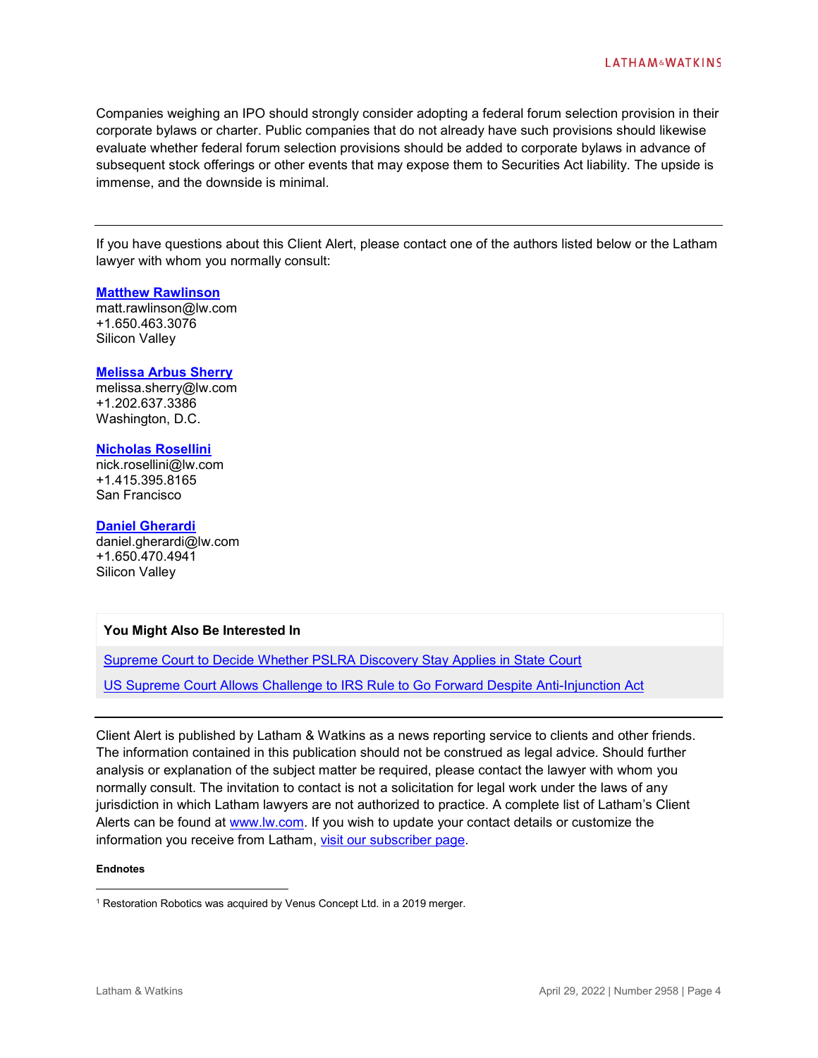Companies weighing an IPO should strongly consider adopting a federal forum selection provision in their corporate bylaws or charter. Public companies that do not already have such provisions should likewise evaluate whether federal forum selection provisions should be added to corporate bylaws in advance of subsequent stock offerings or other events that may expose them to Securities Act liability. The upside is immense, and the downside is minimal.

---

If you have questions about this Client Alert, please contact one of the authors listed below or the Latham lawyer with whom you normally consult:

**Matthew Rawlinson**
matt.rawlinson@lw.com
+1.650.463.3076
Silicon Valley

**Melissa Arbus Sherry**
melissa.sherry@lw.com
+1.202.637.3386
Washington, D.C.

**Nicholas Rosellini**
nick.rosellini@lw.com
+1.415.395.8165
San Francisco

**Daniel Gherardi**
daniel.gherardi@lw.com
+1.650.470.4941
Silicon Valley

**You Might Also Be Interested In**

Supreme Court to Decide Whether PSLRA Discovery Stay Applies in State Court

US Supreme Court Allows Challenge to IRS Rule to Go Forward Despite Anti-Injunction Act

---

Client Alert is published by Latham & Watkins as a news reporting service to clients and other friends. The information contained in this publication should not be construed as legal advice. Should further analysis or explanation of the subject matter be required, please contact the lawyer with whom you normally consult. The invitation to contact is not a solicitation for legal work under the laws of any jurisdiction in which Latham lawyers are not authorized to practice. A complete list of Latham's Client Alerts can be found at www.lw.com. If you wish to update your contact details or customize the information you receive from Latham, visit our subscriber page.

**Endnotes**

[1] Restoration Robotics was acquired by Venus Concept Ltd. in a 2019 merger.